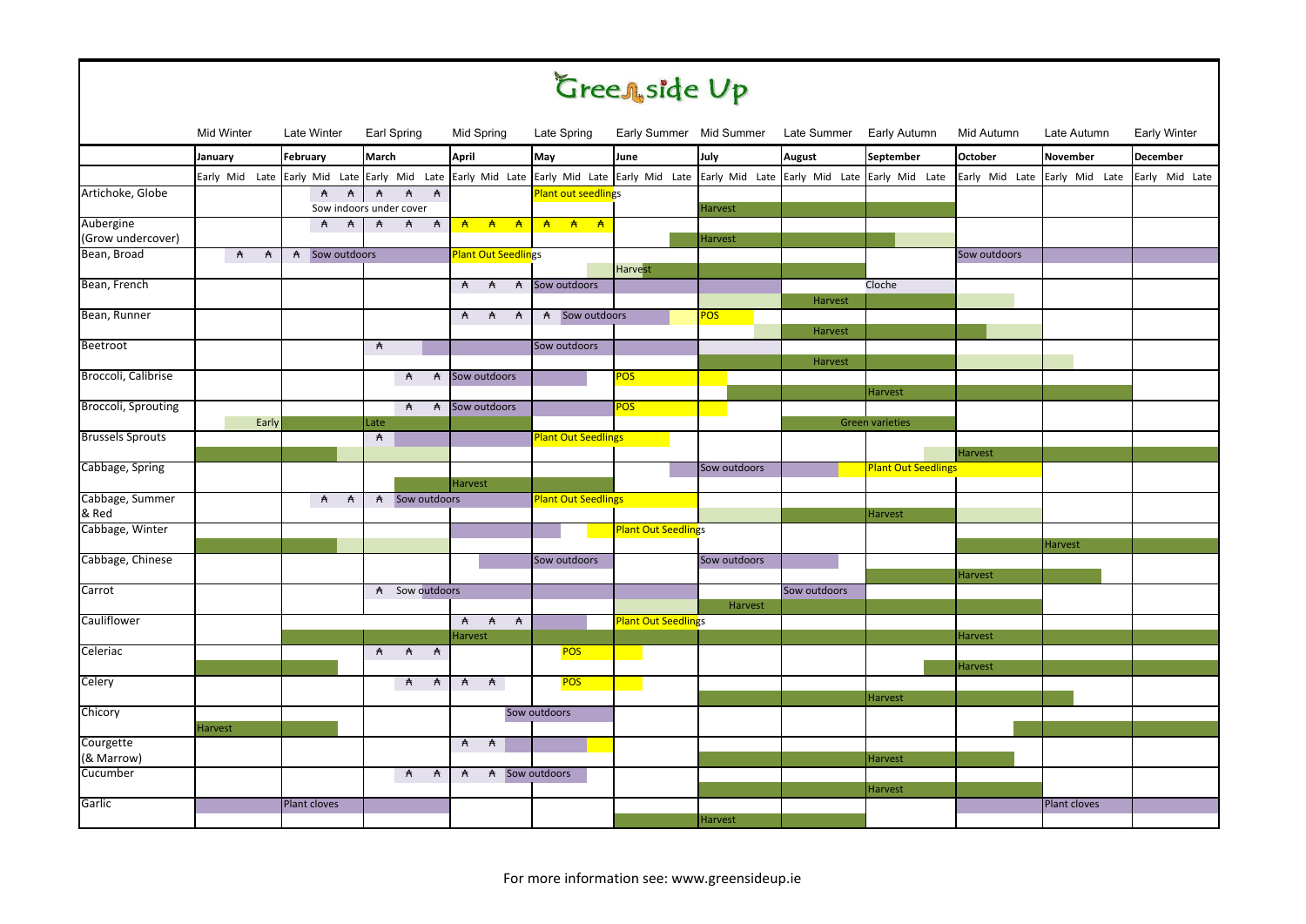# Greenside Up

| | Mid Winter | Late Winter | Earl Spring | Mid Spring | Late Spring | Early Summer | Mid Summer | Late Summer | Early Autumn | Mid Autumn | Late Autumn | Early Winter |
|---|---|---|---|---|---|---|---|---|---|---|---|---|
| | January | February | March | April | May | June | July | August | September | October | November | December |
| | Early Mid Late | Early Mid Late | Early Mid Late | Early Mid Late | Early Mid Late | Early Mid Late | Early Mid Late | Early Mid Late | Early Mid Late | Early Mid Late | Early Mid Late | Early Mid Late |
| Artichoke, Globe | | ₳ ₳ Sow indoors under cover | ₳ ₳ ₳ | | Plant out seedlings | | Harvest | | | | | |
| Aubergine (Grow undercover) | | ₳ ₳ | ₳ ₳ ₳ | ₳ ₳ ₳ | ₳ ₳ ₳ | | Harvest | | | | | |
| Bean, Broad | ₳ ₳ | ₳ Sow outdoors | | Plant Out Seedlings | | Harvest | | | | Sow outdoors | | |
| Bean, French | | | | ₳ ₳ ₳ | Sow outdoors | | | Harvest | Cloche | | | |
| Bean, Runner | | | | ₳ ₳ ₳ | ₳ Sow outdoors | | POS | Harvest | | | | |
| Beetroot | | | ₳ | | Sow outdoors | | | Harvest | | | | |
| Broccoli, Calibrese | | | ₳ ₳ | Sow outdoors | | POS | | | Harvest | | | |
| Broccoli, Sprouting | Early | | ₳ ₳ Late | Sow outdoors | | POS | | Green varieties | | | | |
| Brussels Sprouts | | | ₳ | | Plant Out Seedlings | | | | | Harvest | | |
| Cabbage, Spring | | | | Harvest | | | Sow outdoors | | Plant Out Seedlings | | | |
| Cabbage, Summer & Red | | ₳ ₳ | ₳ Sow outdoors | | Plant Out Seedlings | | | | Harvest | | | |
| Cabbage, Winter | | | | | | Plant Out Seedlings | | | | | Harvest | |
| Cabbage, Chinese | | | | | Sow outdoors | | Sow outdoors | | | Harvest | | |
| Carrot | | | ₳ Sow outdoors | | | | Harvest | Sow outdoors | | | | |
| Cauliflower | | | | ₳ ₳ ₳ Harvest | | Plant Out Seedlings | | | | Harvest | | |
| Celeriac | | | ₳ ₳ ₳ | | POS | | | | | Harvest | | |
| Celery | | | ₳ ₳ | ₳ ₳ | POS | | | | Harvest | | | |
| Chicory | Harvest | | | Sow outdoors | | | | | | | | |
| Courgette (& Marrow) | | | | ₳ ₳ | | | | | Harvest | | | |
| Cucumber | | | ₳ ₳ | ₳ ₳ Sow outdoors | | | | | Harvest | | | |
| Garlic | | Plant cloves | | | | | Harvest | | | | Plant cloves | |

For more information see: www.greensideup.ie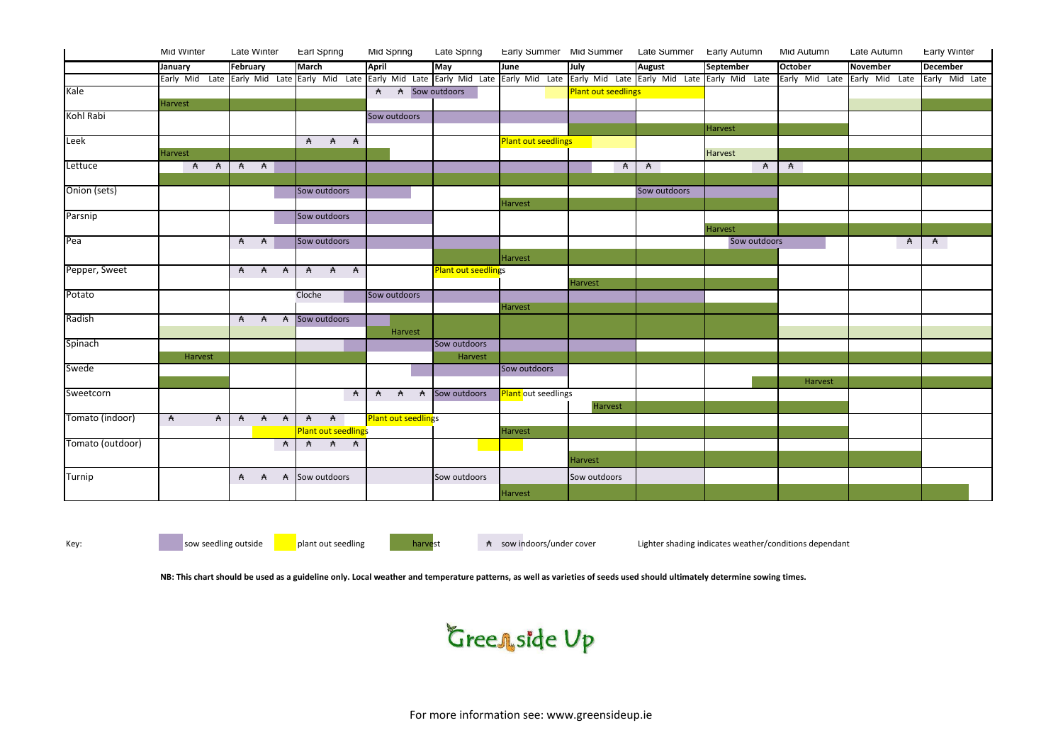| | Mid Winter | Late Winter | Earl Spring | Mid Spring | Late Spring | Early Summer | Mid Summer | Late Summer | Early Autumn | Mid Autumn | Late Autumn | Early Winter |
|---|---|---|---|---|---|---|---|---|---|---|---|---|
| | **January** | **February** | **March** | **April** | **May** | **June** | **July** | **August** | **September** | **October** | **November** | **December** |
| | Early Mid Late | Early Mid Late | Early Mid Late | Early Mid Late | Early Mid Late | Early Mid Late | Early Mid Late | Early Mid Late | Early Mid Late | Early Mid Late | Early Mid Late | Early Mid Late |
| Kale | | | | Ѧ Ѧ Sow outdoors | | | Plant out seedlings | | | | | |
| | Harvest | | | | | | | | | | | |
| Kohl Rabi | | | | Sow outdoors | | | | | | | | |
| | | | | | | | | | Harvest | | | |
| Leek | | | Ѧ Ѧ Ѧ | | | Plant out seedlings | | | | | | |
| | Harvest | | | | | | | | Harvest | | | |
| Lettuce | Ѧ Ѧ | Ѧ Ѧ | | | | | Ѧ | Ѧ | Ѧ | Ѧ | | |
| | | | | | | | | | | | | |
| Onion (sets) | | | Sow outdoors | | | | | Sow outdoors | | | | |
| | | | | | | Harvest | | | | | | |
| Parsnip | | | Sow outdoors | | | | | | | | | |
| | | | | | | | | | Harvest | | | |
| Pea | | Ѧ Ѧ | Sow outdoors | | | | | | Sow outdoors | | Ѧ | Ѧ |
| | | | | | | Harvest | | | | | | |
| Pepper, Sweet | | Ѧ Ѧ Ѧ | Ѧ Ѧ Ѧ | | Plant out seedlings | | | | | | | |
| | | | | | | | Harvest | | | | | |
| Potato | | | Cloche | Sow outdoors | | | | | | | | |
| | | | | | | Harvest | | | | | | |
| Radish | | Ѧ Ѧ Ѧ | Sow outdoors | | | | | | | | | |
| | | | | Harvest | | | | | | | | |
| Spinach | | | | | Sow outdoors | | | | | | | |
| | Harvest | | | | Harvest | | | | | | | |
| Swede | | | | | | Sow outdoors | | | | | | |
| | | | | | | | | | | Harvest | | |
| Sweetcorn | | | Ѧ | Ѧ Ѧ Ѧ | Sow outdoors | Plant out seedlings | | | | | | |
| | | | | | | | Harvest | | | | | |
| Tomato (indoor) | Ѧ Ѧ | Ѧ Ѧ Ѧ | Ѧ Ѧ | Plant out seedlings | | | | | | | | |
| | | | Plant out seedlings | | | Harvest | | | | | | |
| Tomato (outdoor) | | Ѧ | Ѧ Ѧ Ѧ | | | | | | | | | |
| | | | | | | | Harvest | | | | | |
| Turnip | | Ѧ Ѧ Ѧ | Sow outdoors | | Sow outdoors | | Sow outdoors | | | | | |
| | | | | | | Harvest | | | | | | |

Key: sow seedling outside; plant out seedling; harvest; Ѧ sow indoors/under cover; Lighter shading indicates weather/conditions dependant

**NB: This chart should be used as a guideline only. Local weather and temperature patterns, as well as varieties of seeds used should ultimately determine sowing times.**

Greenside Up

For more information see: www.greensideup.ie